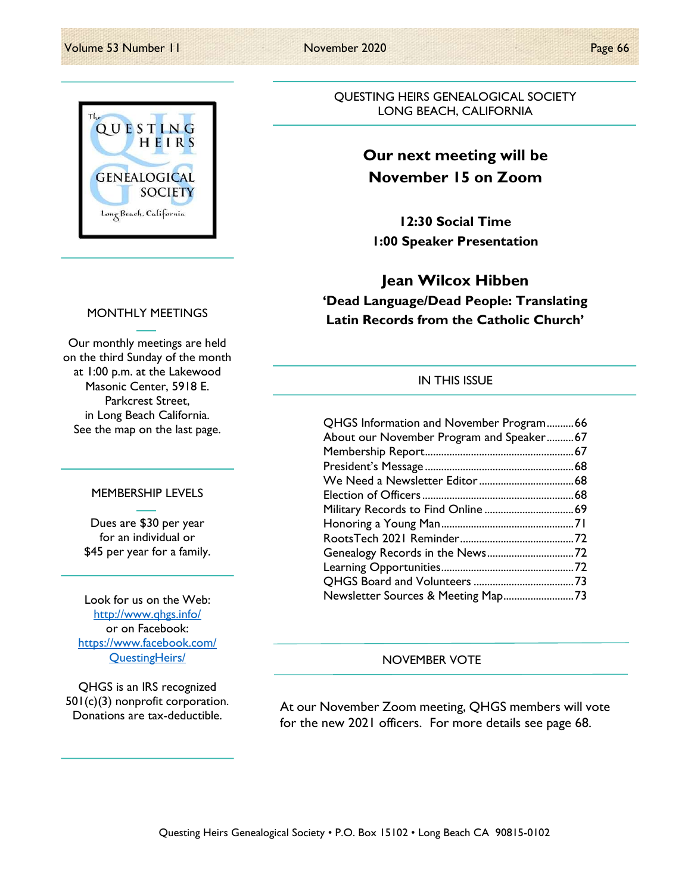QUESTING HEIRS GENEALOGICAL SOCIETY
LONG BEACH, CALIFORNIA

## Our next meeting will be November 15 on Zoom

**12:30 Social Time**
**1:00 Speaker Presentation**

## Jean Wilcox Hibben

**'Dead Language/Dead People: Translating Latin Records from the Catholic Church'**

### MONTHLY MEETINGS

Our monthly meetings are held on the third Sunday of the month at 1:00 p.m. at the Lakewood Masonic Center, 5918 E. Parkcrest Street, in Long Beach California. See the map on the last page.

### MEMBERSHIP LEVELS

Dues are $30 per year for an individual or $45 per year for a family.

Look for us on the Web:
http://www.qhgs.info/
or on Facebook:
https://www.facebook.com/QuestingHeirs/

QHGS is an IRS recognized 501(c)(3) nonprofit corporation. Donations are tax-deductible.

### IN THIS ISSUE

| | |
|---|---|
| QHGS Information and November Program | 66 |
| About our November Program and Speaker | 67 |
| Membership Report | 67 |
| President's Message | 68 |
| We Need a Newsletter Editor | 68 |
| Election of Officers | 68 |
| Military Records to Find Online | 69 |
| Honoring a Young Man | 71 |
| RootsTech 2021 Reminder | 72 |
| Genealogy Records in the News | 72 |
| Learning Opportunities | 72 |
| QHGS Board and Volunteers | 73 |
| Newsletter Sources & Meeting Map | 73 |

### NOVEMBER VOTE

At our November Zoom meeting, QHGS members will vote for the new 2021 officers. For more details see page 68.

Questing Heirs Genealogical Society • P.O. Box 15102 • Long Beach CA 90815-0102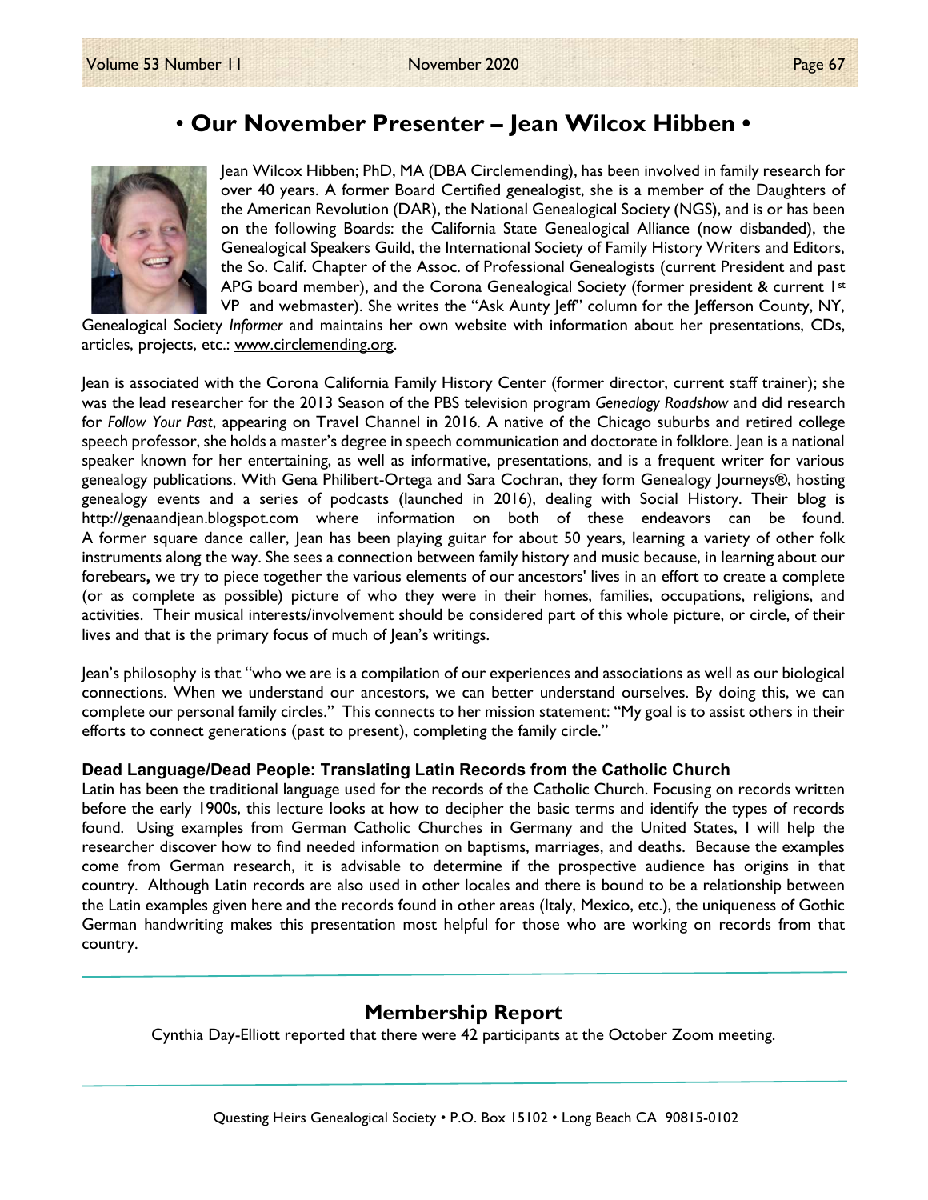## • Our November Presenter – Jean Wilcox Hibben •

Jean Wilcox Hibben; PhD, MA (DBA Circlemending), has been involved in family research for over 40 years. A former Board Certified genealogist, she is a member of the Daughters of the American Revolution (DAR), the National Genealogical Society (NGS), and is or has been on the following Boards: the California State Genealogical Alliance (now disbanded), the Genealogical Speakers Guild, the International Society of Family History Writers and Editors, the So. Calif. Chapter of the Assoc. of Professional Genealogists (current President and past APG board member), and the Corona Genealogical Society (former president & current 1st VP and webmaster). She writes the "Ask Aunty Jeff" column for the Jefferson County, NY, Genealogical Society *Informer* and maintains her own website with information about her presentations, CDs, articles, projects, etc.: www.circlemending.org.

Jean is associated with the Corona California Family History Center (former director, current staff trainer); she was the lead researcher for the 2013 Season of the PBS television program *Genealogy Roadshow* and did research for *Follow Your Past*, appearing on Travel Channel in 2016. A native of the Chicago suburbs and retired college speech professor, she holds a master's degree in speech communication and doctorate in folklore. Jean is a national speaker known for her entertaining, as well as informative, presentations, and is a frequent writer for various genealogy publications. With Gena Philibert-Ortega and Sara Cochran, they form Genealogy Journeys®, hosting genealogy events and a series of podcasts (launched in 2016), dealing with Social History. Their blog is http://genaandjean.blogspot.com where information on both of these endeavors can be found. A former square dance caller, Jean has been playing guitar for about 50 years, learning a variety of other folk instruments along the way. She sees a connection between family history and music because, in learning about our forebears**,** we try to piece together the various elements of our ancestors' lives in an effort to create a complete (or as complete as possible) picture of who they were in their homes, families, occupations, religions, and activities. Their musical interests/involvement should be considered part of this whole picture, or circle, of their lives and that is the primary focus of much of Jean's writings.

Jean's philosophy is that "who we are is a compilation of our experiences and associations as well as our biological connections. When we understand our ancestors, we can better understand ourselves. By doing this, we can complete our personal family circles." This connects to her mission statement: "My goal is to assist others in their efforts to connect generations (past to present), completing the family circle."

### Dead Language/Dead People: Translating Latin Records from the Catholic Church

Latin has been the traditional language used for the records of the Catholic Church. Focusing on records written before the early 1900s, this lecture looks at how to decipher the basic terms and identify the types of records found. Using examples from German Catholic Churches in Germany and the United States, I will help the researcher discover how to find needed information on baptisms, marriages, and deaths. Because the examples come from German research, it is advisable to determine if the prospective audience has origins in that country. Although Latin records are also used in other locales and there is bound to be a relationship between the Latin examples given here and the records found in other areas (Italy, Mexico, etc.), the uniqueness of Gothic German handwriting makes this presentation most helpful for those who are working on records from that country.

---

## Membership Report

Cynthia Day-Elliott reported that there were 42 participants at the October Zoom meeting.

---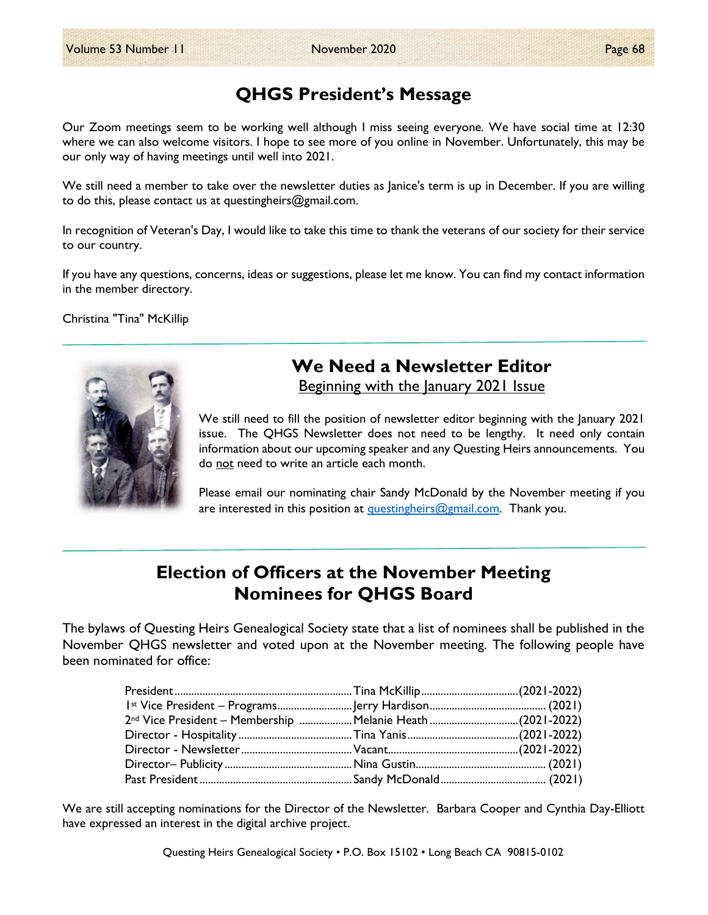# QHGS President's Message

Our Zoom meetings seem to be working well although I miss seeing everyone. We have social time at 12:30 where we can also welcome visitors. I hope to see more of you online in November. Unfortunately, this may be our only way of having meetings until well into 2021.

We still need a member to take over the newsletter duties as Janice's term is up in December. If you are willing to do this, please contact us at questingheirs@gmail.com.

In recognition of Veteran's Day, I would like to take this time to thank the veterans of our society for their service to our country.

If you have any questions, concerns, ideas or suggestions, please let me know. You can find my contact information in the member directory.

Christina "Tina" McKillip

## We Need a Newsletter Editor

Beginning with the January 2021 Issue

We still need to fill the position of newsletter editor beginning with the January 2021 issue. The QHGS Newsletter does not need to be lengthy. It need only contain information about our upcoming speaker and any Questing Heirs announcements. You do not need to write an article each month.

Please email our nominating chair Sandy McDonald by the November meeting if you are interested in this position at questingheirs@gmail.com. Thank you.

## Election of Officers at the November Meeting Nominees for QHGS Board

The bylaws of Questing Heirs Genealogical Society state that a list of nominees shall be published in the November QHGS newsletter and voted upon at the November meeting. The following people have been nominated for office:

| Office | Nominee | Term |
|---|---|---|
| President | Tina McKillip | (2021-2022) |
| 1st Vice President – Programs | Jerry Hardison | (2021) |
| 2nd Vice President – Membership | Melanie Heath | (2021-2022) |
| Director - Hospitality | Tina Yanis | (2021-2022) |
| Director - Newsletter | Vacant | (2021-2022) |
| Director– Publicity | Nina Gustin | (2021) |
| Past President | Sandy McDonald | (2021) |

We are still accepting nominations for the Director of the Newsletter. Barbara Cooper and Cynthia Day-Elliott have expressed an interest in the digital archive project.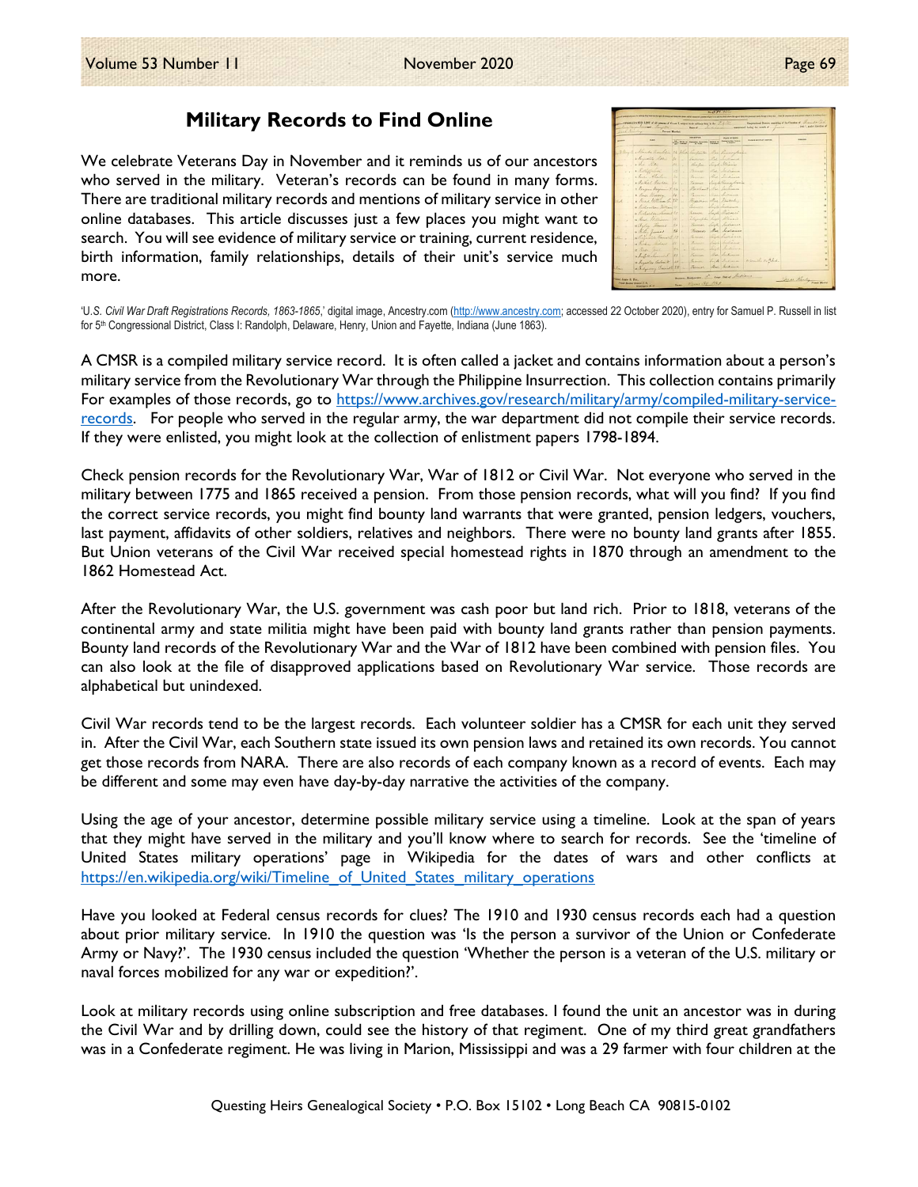## Military Records to Find Online

We celebrate Veterans Day in November and it reminds us of our ancestors who served in the military. Veteran's records can be found in many forms. There are traditional military records and mentions of military service in other online databases. This article discusses just a few places you might want to search. You will see evidence of military service or training, current residence, birth information, family relationships, details of their unit's service much more.

'U.S. *Civil War Draft Registrations Records, 1863-1865*,' digital image, Ancestry.com (http://www.ancestry.com; accessed 22 October 2020), entry for Samuel P. Russell in list for 5th Congressional District, Class I: Randolph, Delaware, Henry, Union and Fayette, Indiana (June 1863).

A CMSR is a compiled military service record. It is often called a jacket and contains information about a person's military service from the Revolutionary War through the Philippine Insurrection. This collection contains primarily For examples of those records, go to https://www.archives.gov/research/military/army/compiled-military-service-records. For people who served in the regular army, the war department did not compile their service records. If they were enlisted, you might look at the collection of enlistment papers 1798-1894.

Check pension records for the Revolutionary War, War of 1812 or Civil War. Not everyone who served in the military between 1775 and 1865 received a pension. From those pension records, what will you find? If you find the correct service records, you might find bounty land warrants that were granted, pension ledgers, vouchers, last payment, affidavits of other soldiers, relatives and neighbors. There were no bounty land grants after 1855. But Union veterans of the Civil War received special homestead rights in 1870 through an amendment to the 1862 Homestead Act.

After the Revolutionary War, the U.S. government was cash poor but land rich. Prior to 1818, veterans of the continental army and state militia might have been paid with bounty land grants rather than pension payments. Bounty land records of the Revolutionary War and the War of 1812 have been combined with pension files. You can also look at the file of disapproved applications based on Revolutionary War service. Those records are alphabetical but unindexed.

Civil War records tend to be the largest records. Each volunteer soldier has a CMSR for each unit they served in. After the Civil War, each Southern state issued its own pension laws and retained its own records. You cannot get those records from NARA. There are also records of each company known as a record of events. Each may be different and some may even have day-by-day narrative the activities of the company.

Using the age of your ancestor, determine possible military service using a timeline. Look at the span of years that they might have served in the military and you'll know where to search for records. See the 'timeline of United States military operations' page in Wikipedia for the dates of wars and other conflicts at https://en.wikipedia.org/wiki/Timeline_of_United_States_military_operations

Have you looked at Federal census records for clues? The 1910 and 1930 census records each had a question about prior military service. In 1910 the question was 'Is the person a survivor of the Union or Confederate Army or Navy?'. The 1930 census included the question 'Whether the person is a veteran of the U.S. military or naval forces mobilized for any war or expedition?'.

Look at military records using online subscription and free databases. I found the unit an ancestor was in during the Civil War and by drilling down, could see the history of that regiment. One of my third great grandfathers was in a Confederate regiment. He was living in Marion, Mississippi and was a 29 farmer with four children at the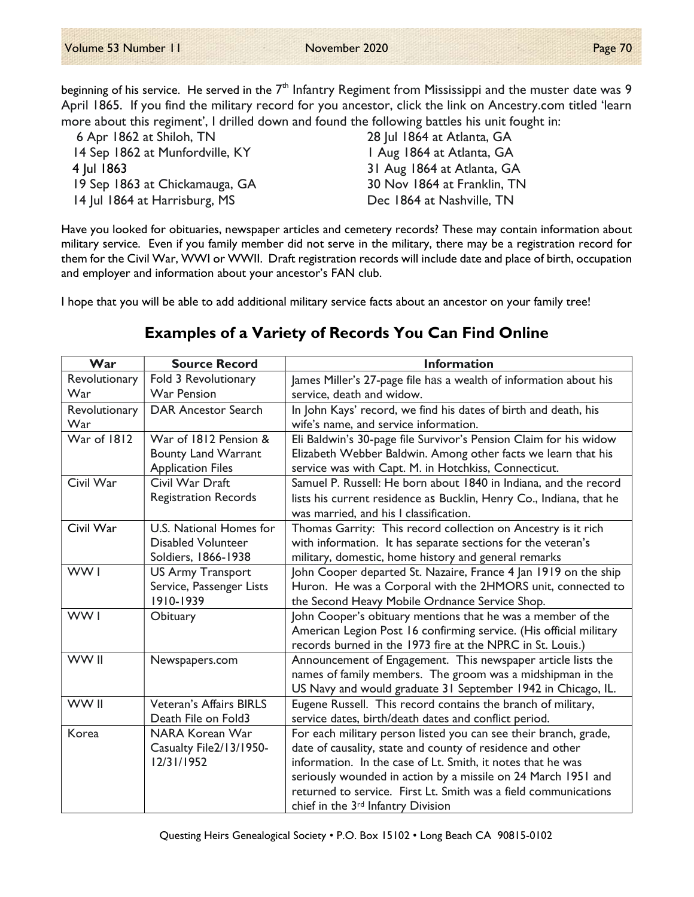beginning of his service. He served in the 7th Infantry Regiment from Mississippi and the muster date was 9 April 1865. If you find the military record for you ancestor, click the link on Ancestry.com titled 'learn more about this regiment', I drilled down and found the following battles his unit fought in:

- 6 Apr 1862 at Shiloh, TN
- 14 Sep 1862 at Munfordville, KY
- 4 Jul 1863
- 19 Sep 1863 at Chickamauga, GA
- 14 Jul 1864 at Harrisburg, MS
- 28 Jul 1864 at Atlanta, GA
- 1 Aug 1864 at Atlanta, GA
- 31 Aug 1864 at Atlanta, GA
- 30 Nov 1864 at Franklin, TN
- Dec 1864 at Nashville, TN

Have you looked for obituaries, newspaper articles and cemetery records? These may contain information about military service. Even if you family member did not serve in the military, there may be a registration record for them for the Civil War, WWI or WWII. Draft registration records will include date and place of birth, occupation and employer and information about your ancestor's FAN club.

I hope that you will be able to add additional military service facts about an ancestor on your family tree!

## Examples of a Variety of Records You Can Find Online

| War | Source Record | Information |
|---|---|---|
| Revolutionary War | Fold 3 Revolutionary War Pension | James Miller's 27-page file has a wealth of information about his service, death and widow. |
| Revolutionary War | DAR Ancestor Search | In John Kays' record, we find his dates of birth and death, his wife's name, and service information. |
| War of 1812 | War of 1812 Pension & Bounty Land Warrant Application Files | Eli Baldwin's 30-page file Survivor's Pension Claim for his widow Elizabeth Webber Baldwin. Among other facts we learn that his service was with Capt. M. in Hotchkiss, Connecticut. |
| Civil War | Civil War Draft Registration Records | Samuel P. Russell: He born about 1840 in Indiana, and the record lists his current residence as Bucklin, Henry Co., Indiana, that he was married, and his I classification. |
| Civil War | U.S. National Homes for Disabled Volunteer Soldiers, 1866-1938 | Thomas Garrity: This record collection on Ancestry is it rich with information. It has separate sections for the veteran's military, domestic, home history and general remarks |
| WW I | US Army Transport Service, Passenger Lists 1910-1939 | John Cooper departed St. Nazaire, France 4 Jan 1919 on the ship Huron. He was a Corporal with the 2HMORS unit, connected to the Second Heavy Mobile Ordnance Service Shop. |
| WW I | Obituary | John Cooper's obituary mentions that he was a member of the American Legion Post 16 confirming service. (His official military records burned in the 1973 fire at the NPRC in St. Louis.) |
| WW II | Newspapers.com | Announcement of Engagement. This newspaper article lists the names of family members. The groom was a midshipman in the US Navy and would graduate 31 September 1942 in Chicago, IL. |
| WW II | Veteran's Affairs BIRLS Death File on Fold3 | Eugene Russell. This record contains the branch of military, service dates, birth/death dates and conflict period. |
| Korea | NARA Korean War Casualty File2/13/1950-12/31/1952 | For each military person listed you can see their branch, grade, date of causality, state and county of residence and other information. In the case of Lt. Smith, it notes that he was seriously wounded in action by a missile on 24 March 1951 and returned to service. First Lt. Smith was a field communications chief in the 3rd Infantry Division |

Questing Heirs Genealogical Society • P.O. Box 15102 • Long Beach CA 90815-0102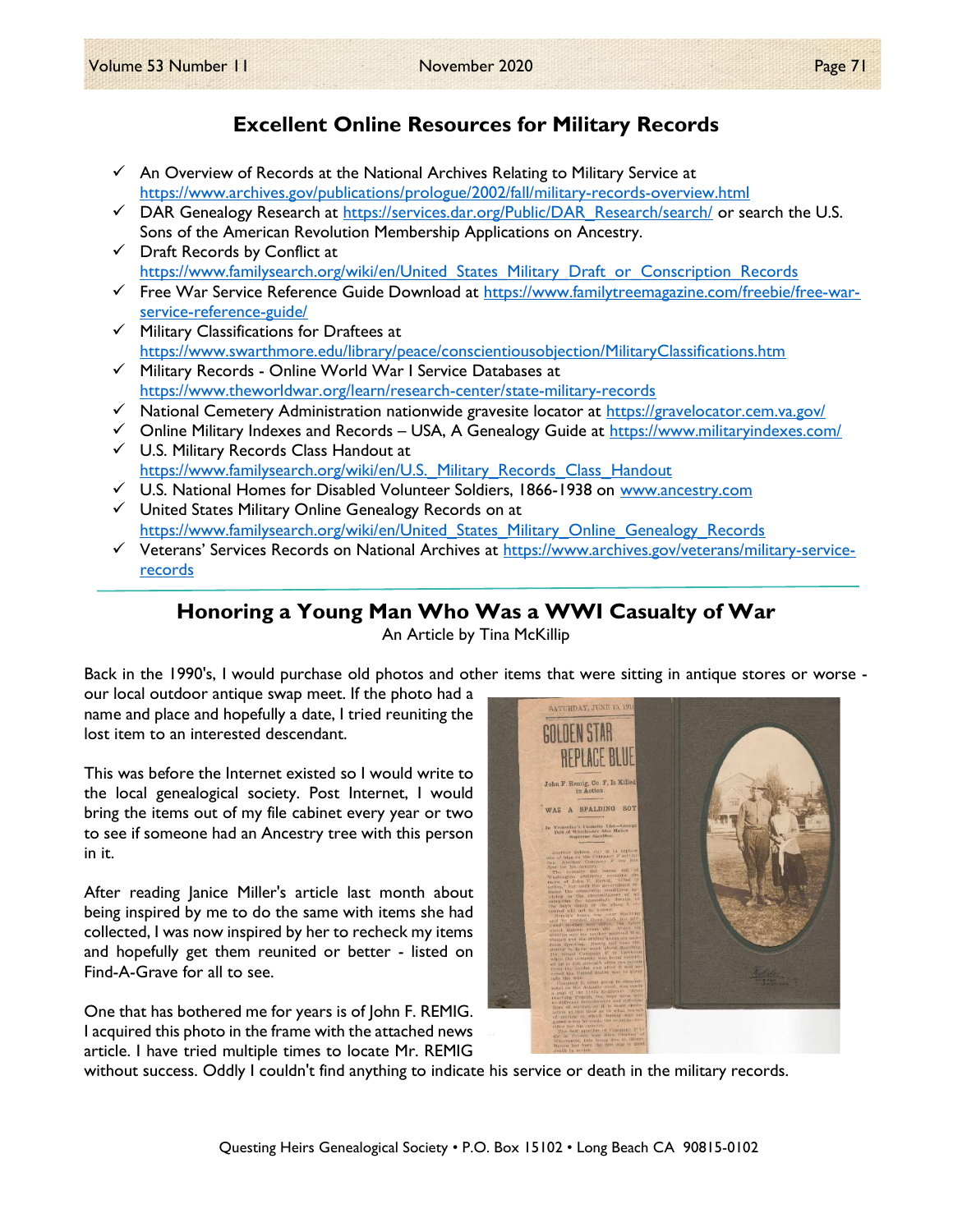## Excellent Online Resources for Military Records

- ✓ An Overview of Records at the National Archives Relating to Military Service at https://www.archives.gov/publications/prologue/2002/fall/military-records-overview.html
- ✓ DAR Genealogy Research at https://services.dar.org/Public/DAR_Research/search/ or search the U.S. Sons of the American Revolution Membership Applications on Ancestry.
- ✓ Draft Records by Conflict at https://www.familysearch.org/wiki/en/United_States_Military_Draft_or_Conscription_Records
- ✓ Free War Service Reference Guide Download at https://www.familytreemagazine.com/freebie/free-war-service-reference-guide/
- ✓ Military Classifications for Draftees at https://www.swarthmore.edu/library/peace/conscientiousobjection/MilitaryClassifications.htm
- ✓ Military Records - Online World War I Service Databases at https://www.theworldwar.org/learn/research-center/state-military-records
- ✓ National Cemetery Administration nationwide gravesite locator at https://gravelocator.cem.va.gov/
- ✓ Online Military Indexes and Records – USA, A Genealogy Guide at https://www.militaryindexes.com/
- ✓ U.S. Military Records Class Handout at https://www.familysearch.org/wiki/en/U.S._Military_Records_Class_Handout
- ✓ U.S. National Homes for Disabled Volunteer Soldiers, 1866-1938 on www.ancestry.com
- ✓ United States Military Online Genealogy Records on at https://www.familysearch.org/wiki/en/United_States_Military_Online_Genealogy_Records
- ✓ Veterans' Services Records on National Archives at https://www.archives.gov/veterans/military-service-records

## Honoring a Young Man Who Was a WWI Casualty of War

An Article by Tina McKillip

Back in the 1990's, I would purchase old photos and other items that were sitting in antique stores or worse - our local outdoor antique swap meet. If the photo had a name and place and hopefully a date, I tried reuniting the lost item to an interested descendant.

This was before the Internet existed so I would write to the local genealogical society. Post Internet, I would bring the items out of my file cabinet every year or two to see if someone had an Ancestry tree with this person in it.

After reading Janice Miller's article last month about being inspired by me to do the same with items she had collected, I was now inspired by her to recheck my items and hopefully get them reunited or better - listed on Find-A-Grave for all to see.

One that has bothered me for years is of John F. REMIG. I acquired this photo in the frame with the attached news article. I have tried multiple times to locate Mr. REMIG without success. Oddly I couldn't find anything to indicate his service or death in the military records.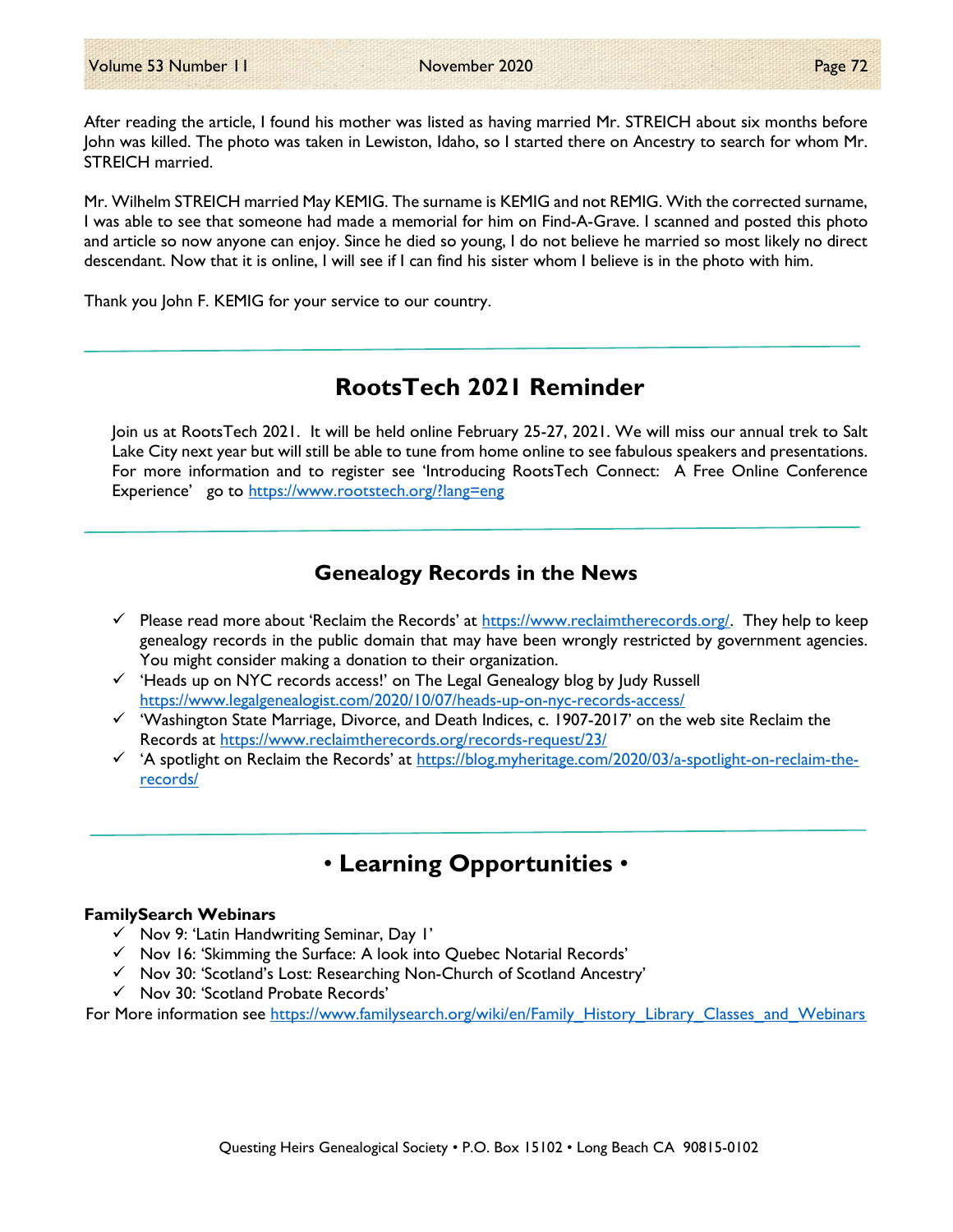After reading the article, I found his mother was listed as having married Mr. STREICH about six months before John was killed. The photo was taken in Lewiston, Idaho, so I started there on Ancestry to search for whom Mr. STREICH married.

Mr. Wilhelm STREICH married May KEMIG. The surname is KEMIG and not REMIG. With the corrected surname, I was able to see that someone had made a memorial for him on Find-A-Grave. I scanned and posted this photo and article so now anyone can enjoy. Since he died so young, I do not believe he married so most likely no direct descendant. Now that it is online, I will see if I can find his sister whom I believe is in the photo with him.

Thank you John F. KEMIG for your service to our country.

---

## RootsTech 2021 Reminder

Join us at RootsTech 2021. It will be held online February 25-27, 2021. We will miss our annual trek to Salt Lake City next year but will still be able to tune from home online to see fabulous speakers and presentations. For more information and to register see 'Introducing RootsTech Connect: A Free Online Conference Experience' go to https://www.rootstech.org/?lang=eng

---

## Genealogy Records in the News

- ✓ Please read more about 'Reclaim the Records' at https://www.reclaimtherecords.org/. They help to keep genealogy records in the public domain that may have been wrongly restricted by government agencies. You might consider making a donation to their organization.
- ✓ 'Heads up on NYC records access!' on The Legal Genealogy blog by Judy Russell https://www.legalgenealogist.com/2020/10/07/heads-up-on-nyc-records-access/
- ✓ 'Washington State Marriage, Divorce, and Death Indices, c. 1907-2017' on the web site Reclaim the Records at https://www.reclaimtherecords.org/records-request/23/
- ✓ 'A spotlight on Reclaim the Records' at https://blog.myheritage.com/2020/03/a-spotlight-on-reclaim-the-records/

---

## • Learning Opportunities •

**FamilySearch Webinars**

- ✓ Nov 9: 'Latin Handwriting Seminar, Day 1'
- ✓ Nov 16: 'Skimming the Surface: A look into Quebec Notarial Records'
- ✓ Nov 30: 'Scotland's Lost: Researching Non-Church of Scotland Ancestry'
- ✓ Nov 30: 'Scotland Probate Records'

For More information see https://www.familysearch.org/wiki/en/Family_History_Library_Classes_and_Webinars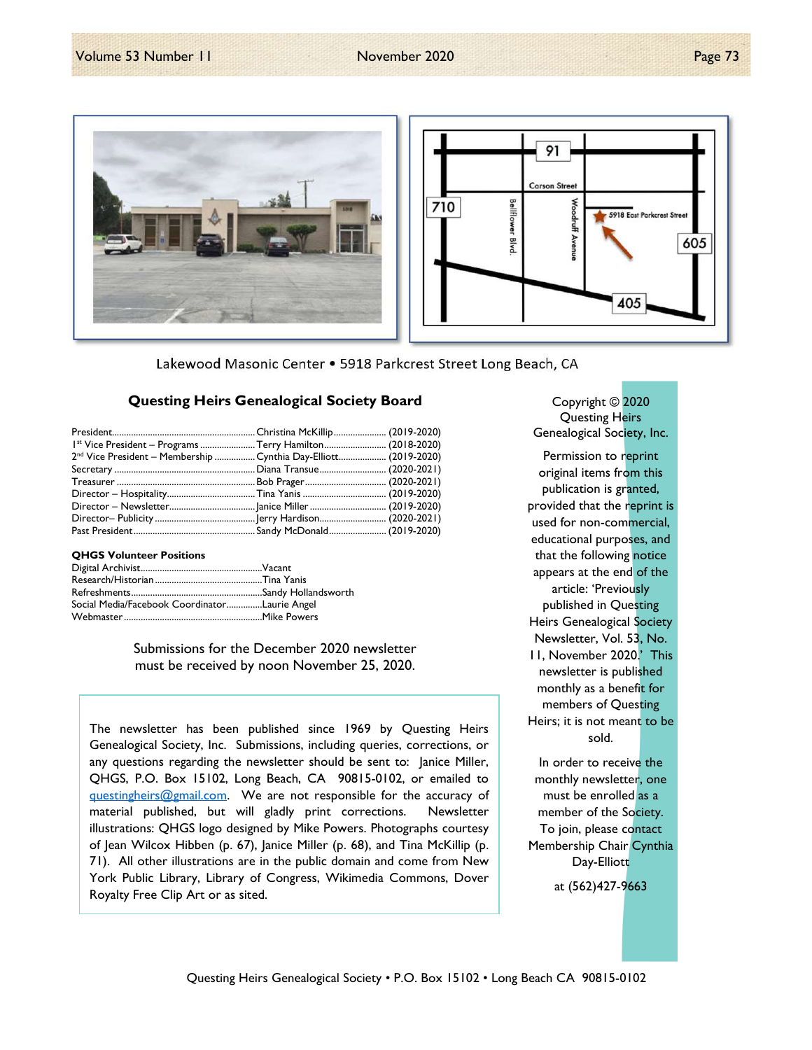Lakewood Masonic Center • 5918 Parkcrest Street Long Beach, CA

## Questing Heirs Genealogical Society Board

| | | |
|---|---|---|
| President | Christina McKillip | (2019-2020) |
| 1st Vice President – Programs | Terry Hamilton | (2018-2020) |
| 2nd Vice President – Membership | Cynthia Day-Elliott | (2019-2020) |
| Secretary | Diana Transue | (2020-2021) |
| Treasurer | Bob Prager | (2020-2021) |
| Director – Hospitality | Tina Yanis | (2019-2020) |
| Director – Newsletter | Janice Miller | (2019-2020) |
| Director– Publicity | Jerry Hardison | (2020-2021) |
| Past President | Sandy McDonald | (2019-2020) |

**QHGS Volunteer Positions**

| | |
|---|---|
| Digital Archivist | Vacant |
| Research/Historian | Tina Yanis |
| Refreshments | Sandy Hollandsworth |
| Social Media/Facebook Coordinator | Laurie Angel |
| Webmaster | Mike Powers |

Submissions for the December 2020 newsletter must be received by noon November 25, 2020.

The newsletter has been published since 1969 by Questing Heirs Genealogical Society, Inc. Submissions, including queries, corrections, or any questions regarding the newsletter should be sent to: Janice Miller, QHGS, P.O. Box 15102, Long Beach, CA 90815-0102, or emailed to questingheirs@gmail.com. We are not responsible for the accuracy of material published, but will gladly print corrections. Newsletter illustrations: QHGS logo designed by Mike Powers. Photographs courtesy of Jean Wilcox Hibben (p. 67), Janice Miller (p. 68), and Tina McKillip (p. 71). All other illustrations are in the public domain and come from New York Public Library, Library of Congress, Wikimedia Commons, Dover Royalty Free Clip Art or as sited.

Copyright © 2020 Questing Heirs Genealogical Society, Inc.

Permission to reprint original items from this publication is granted, provided that the reprint is used for non-commercial, educational purposes, and that the following notice appears at the end of the article: 'Previously published in Questing Heirs Genealogical Society Newsletter, Vol. 53, No. 11, November 2020.' This newsletter is published monthly as a benefit for members of Questing Heirs; it is not meant to be sold.

In order to receive the monthly newsletter, one must be enrolled as a member of the Society. To join, please contact Membership Chair Cynthia Day-Elliott

at (562)427-9663

Questing Heirs Genealogical Society • P.O. Box 15102 • Long Beach CA 90815-0102